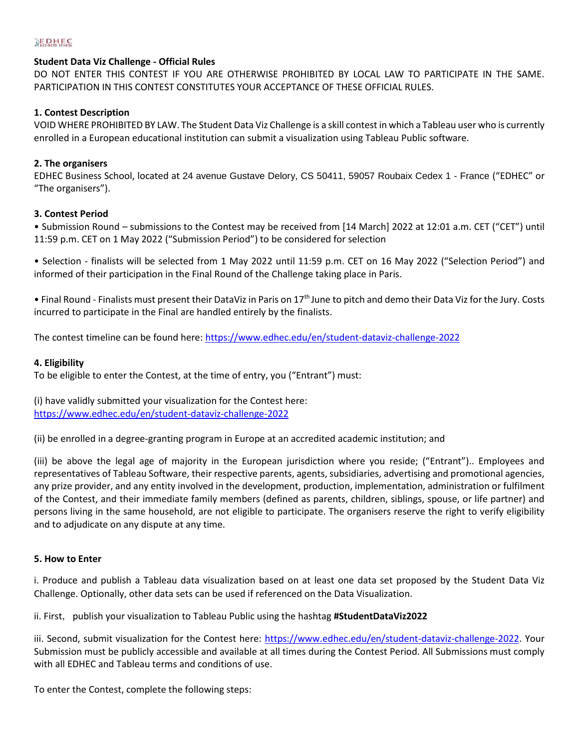EDHEC

**Student Data Viz Challenge - Official Rules**

DO NOT ENTER THIS CONTEST IF YOU ARE OTHERWISE PROHIBITED BY LOCAL LAW TO PARTICIPATE IN THE SAME. PARTICIPATION IN THIS CONTEST CONSTITUTES YOUR ACCEPTANCE OF THESE OFFICIAL RULES.

**1. Contest Description**

VOID WHERE PROHIBITED BY LAW. The Student Data Viz Challenge is a skill contest in which a Tableau user who is currently enrolled in a European educational institution can submit a visualization using Tableau Public software.

**2. The organisers**

EDHEC Business School, located at 24 avenue Gustave Delory, CS 50411, 59057 Roubaix Cedex 1 - France ("EDHEC" or "The organisers").

**3. Contest Period**

• Submission Round – submissions to the Contest may be received from [14 March] 2022 at 12:01 a.m. CET ("CET") until 11:59 p.m. CET on 1 May 2022 ("Submission Period") to be considered for selection

• Selection - finalists will be selected from 1 May 2022 until 11:59 p.m. CET on 16 May 2022 ("Selection Period") and informed of their participation in the Final Round of the Challenge taking place in Paris.

• Final Round - Finalists must present their DataViz in Paris on 17th June to pitch and demo their Data Viz for the Jury. Costs incurred to participate in the Final are handled entirely by the finalists.

The contest timeline can be found here: https://www.edhec.edu/en/student-dataviz-challenge-2022

**4. Eligibility**

To be eligible to enter the Contest, at the time of entry, you ("Entrant") must:

(i) have validly submitted your visualization for the Contest here: https://www.edhec.edu/en/student-dataviz-challenge-2022

(ii) be enrolled in a degree-granting program in Europe at an accredited academic institution; and

(iii) be above the legal age of majority in the European jurisdiction where you reside; ("Entrant").. Employees and representatives of Tableau Software, their respective parents, agents, subsidiaries, advertising and promotional agencies, any prize provider, and any entity involved in the development, production, implementation, administration or fulfilment of the Contest, and their immediate family members (defined as parents, children, siblings, spouse, or life partner) and persons living in the same household, are not eligible to participate. The organisers reserve the right to verify eligibility and to adjudicate on any dispute at any time.

**5. How to Enter**

i. Produce and publish a Tableau data visualization based on at least one data set proposed by the Student Data Viz Challenge. Optionally, other data sets can be used if referenced on the Data Visualization.

ii. First, publish your visualization to Tableau Public using the hashtag **#StudentDataViz2022**

iii. Second, submit visualization for the Contest here: https://www.edhec.edu/en/student-dataviz-challenge-2022. Your Submission must be publicly accessible and available at all times during the Contest Period. All Submissions must comply with all EDHEC and Tableau terms and conditions of use.

To enter the Contest, complete the following steps: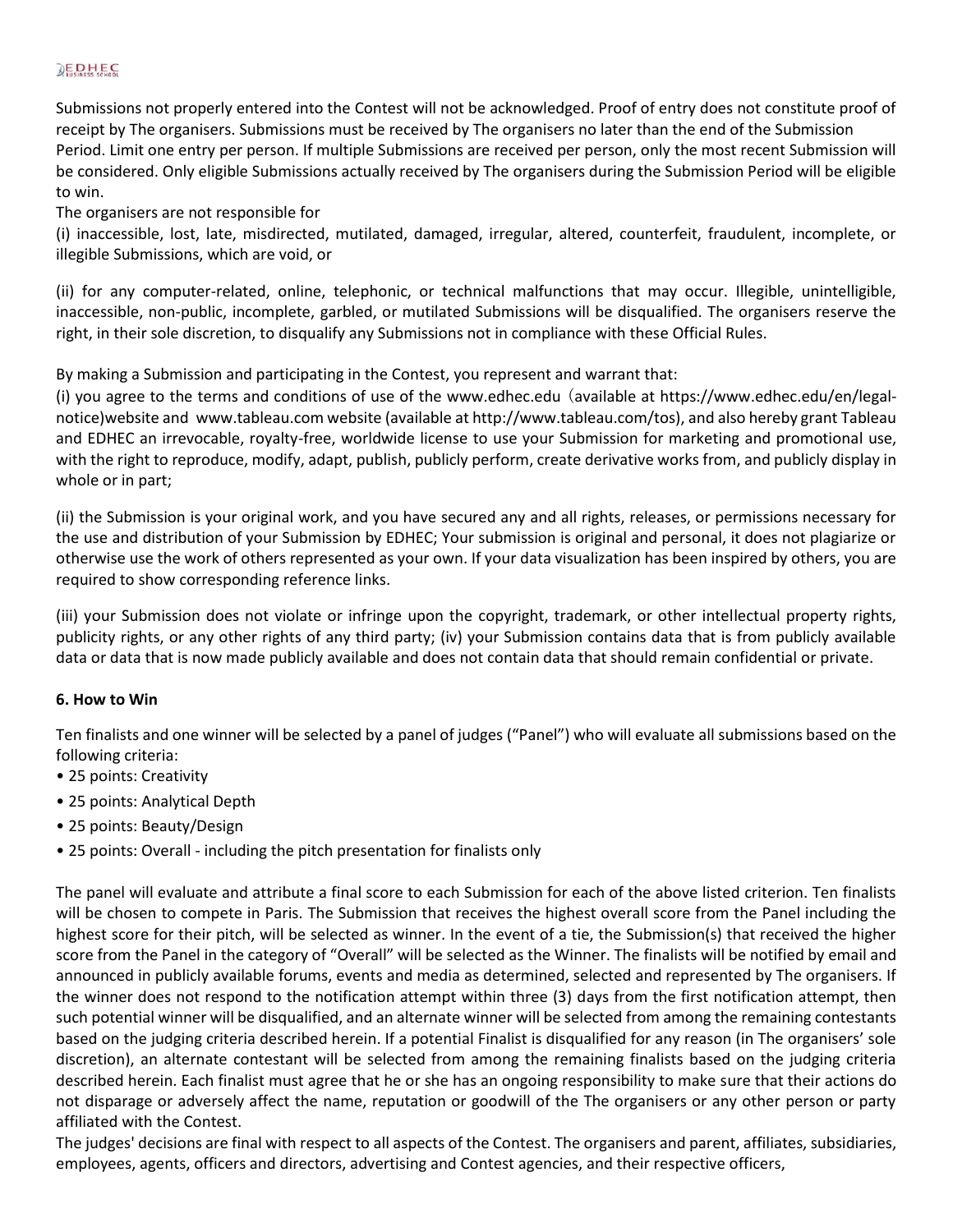Submissions not properly entered into the Contest will not be acknowledged. Proof of entry does not constitute proof of receipt by The organisers. Submissions must be received by The organisers no later than the end of the Submission Period. Limit one entry per person. If multiple Submissions are received per person, only the most recent Submission will be considered. Only eligible Submissions actually received by The organisers during the Submission Period will be eligible to win.

The organisers are not responsible for

(i) inaccessible, lost, late, misdirected, mutilated, damaged, irregular, altered, counterfeit, fraudulent, incomplete, or illegible Submissions, which are void, or

(ii) for any computer-related, online, telephonic, or technical malfunctions that may occur. Illegible, unintelligible, inaccessible, non-public, incomplete, garbled, or mutilated Submissions will be disqualified. The organisers reserve the right, in their sole discretion, to disqualify any Submissions not in compliance with these Official Rules.

By making a Submission and participating in the Contest, you represent and warrant that:

(i) you agree to the terms and conditions of use of the www.edhec.edu（available at https://www.edhec.edu/en/legal-notice)website and www.tableau.com website (available at http://www.tableau.com/tos), and also hereby grant Tableau and EDHEC an irrevocable, royalty-free, worldwide license to use your Submission for marketing and promotional use, with the right to reproduce, modify, adapt, publish, publicly perform, create derivative works from, and publicly display in whole or in part;

(ii) the Submission is your original work, and you have secured any and all rights, releases, or permissions necessary for the use and distribution of your Submission by EDHEC; Your submission is original and personal, it does not plagiarize or otherwise use the work of others represented as your own. If your data visualization has been inspired by others, you are required to show corresponding reference links.

(iii) your Submission does not violate or infringe upon the copyright, trademark, or other intellectual property rights, publicity rights, or any other rights of any third party; (iv) your Submission contains data that is from publicly available data or data that is now made publicly available and does not contain data that should remain confidential or private.

**6. How to Win**

Ten finalists and one winner will be selected by a panel of judges ("Panel") who will evaluate all submissions based on the following criteria:

- 25 points: Creativity
- 25 points: Analytical Depth
- 25 points: Beauty/Design
- 25 points: Overall - including the pitch presentation for finalists only

The panel will evaluate and attribute a final score to each Submission for each of the above listed criterion. Ten finalists will be chosen to compete in Paris. The Submission that receives the highest overall score from the Panel including the highest score for their pitch, will be selected as winner. In the event of a tie, the Submission(s) that received the higher score from the Panel in the category of "Overall" will be selected as the Winner. The finalists will be notified by email and announced in publicly available forums, events and media as determined, selected and represented by The organisers. If the winner does not respond to the notification attempt within three (3) days from the first notification attempt, then such potential winner will be disqualified, and an alternate winner will be selected from among the remaining contestants based on the judging criteria described herein. If a potential Finalist is disqualified for any reason (in The organisers' sole discretion), an alternate contestant will be selected from among the remaining finalists based on the judging criteria described herein. Each finalist must agree that he or she has an ongoing responsibility to make sure that their actions do not disparage or adversely affect the name, reputation or goodwill of the The organisers or any other person or party affiliated with the Contest.

The judges' decisions are final with respect to all aspects of the Contest. The organisers and parent, affiliates, subsidiaries, employees, agents, officers and directors, advertising and Contest agencies, and their respective officers,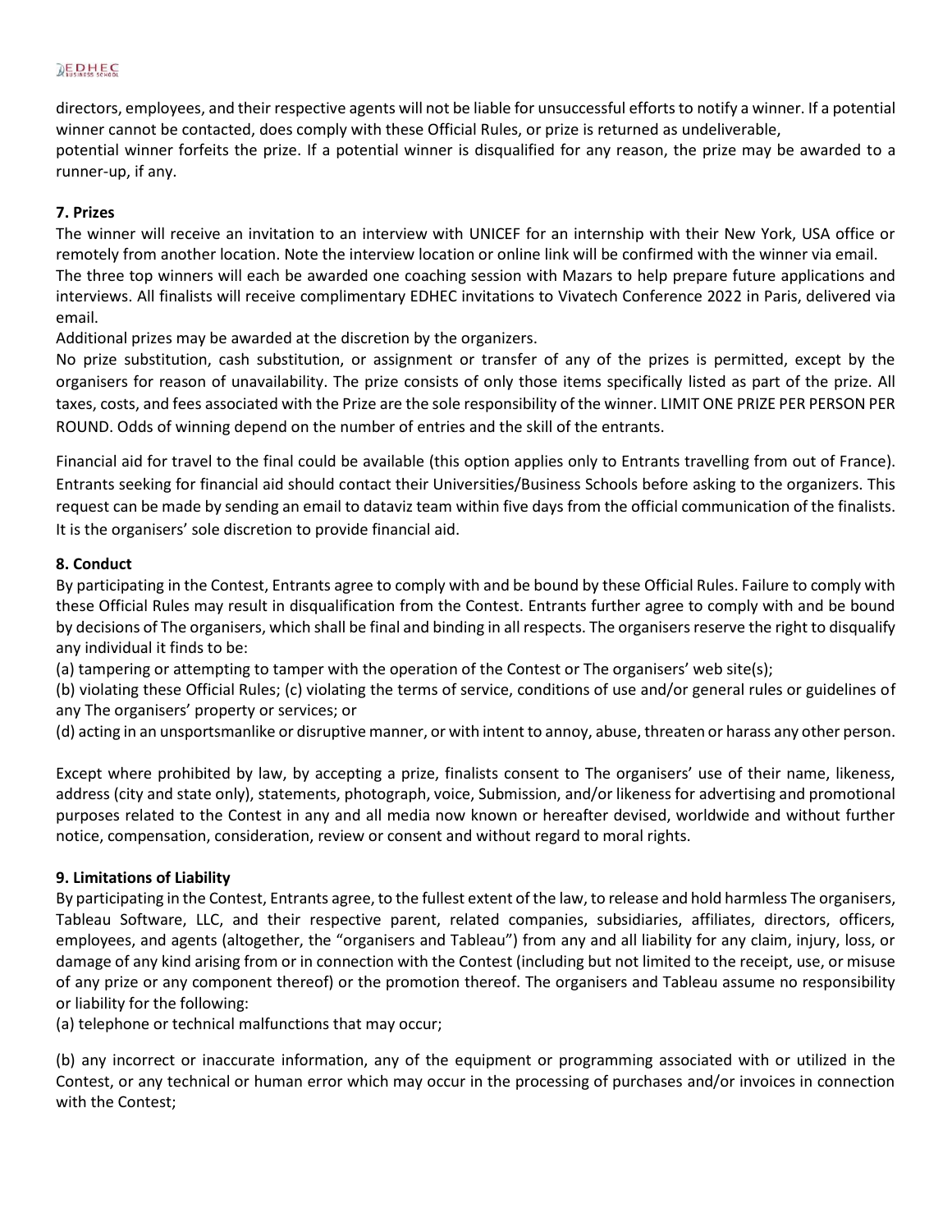directors, employees, and their respective agents will not be liable for unsuccessful efforts to notify a winner. If a potential winner cannot be contacted, does comply with these Official Rules, or prize is returned as undeliverable,
potential winner forfeits the prize. If a potential winner is disqualified for any reason, the prize may be awarded to a runner-up, if any.

**7. Prizes**

The winner will receive an invitation to an interview with UNICEF for an internship with their New York, USA office or remotely from another location. Note the interview location or online link will be confirmed with the winner via email.
The three top winners will each be awarded one coaching session with Mazars to help prepare future applications and interviews. All finalists will receive complimentary EDHEC invitations to Vivatech Conference 2022 in Paris, delivered via email.
Additional prizes may be awarded at the discretion by the organizers.
No prize substitution, cash substitution, or assignment or transfer of any of the prizes is permitted, except by the organisers for reason of unavailability. The prize consists of only those items specifically listed as part of the prize. All taxes, costs, and fees associated with the Prize are the sole responsibility of the winner. LIMIT ONE PRIZE PER PERSON PER ROUND. Odds of winning depend on the number of entries and the skill of the entrants.

Financial aid for travel to the final could be available (this option applies only to Entrants travelling from out of France). Entrants seeking for financial aid should contact their Universities/Business Schools before asking to the organizers. This request can be made by sending an email to dataviz team within five days from the official communication of the finalists. It is the organisers' sole discretion to provide financial aid.

**8. Conduct**

By participating in the Contest, Entrants agree to comply with and be bound by these Official Rules. Failure to comply with these Official Rules may result in disqualification from the Contest. Entrants further agree to comply with and be bound by decisions of The organisers, which shall be final and binding in all respects. The organisers reserve the right to disqualify any individual it finds to be:
(a) tampering or attempting to tamper with the operation of the Contest or The organisers' web site(s);
(b) violating these Official Rules; (c) violating the terms of service, conditions of use and/or general rules or guidelines of any The organisers' property or services; or
(d) acting in an unsportsmanlike or disruptive manner, or with intent to annoy, abuse, threaten or harass any other person.

Except where prohibited by law, by accepting a prize, finalists consent to The organisers' use of their name, likeness, address (city and state only), statements, photograph, voice, Submission, and/or likeness for advertising and promotional purposes related to the Contest in any and all media now known or hereafter devised, worldwide and without further notice, compensation, consideration, review or consent and without regard to moral rights.

**9. Limitations of Liability**

By participating in the Contest, Entrants agree, to the fullest extent of the law, to release and hold harmless The organisers, Tableau Software, LLC, and their respective parent, related companies, subsidiaries, affiliates, directors, officers, employees, and agents (altogether, the "organisers and Tableau") from any and all liability for any claim, injury, loss, or damage of any kind arising from or in connection with the Contest (including but not limited to the receipt, use, or misuse of any prize or any component thereof) or the promotion thereof. The organisers and Tableau assume no responsibility or liability for the following:
(a) telephone or technical malfunctions that may occur;

(b) any incorrect or inaccurate information, any of the equipment or programming associated with or utilized in the Contest, or any technical or human error which may occur in the processing of purchases and/or invoices in connection with the Contest;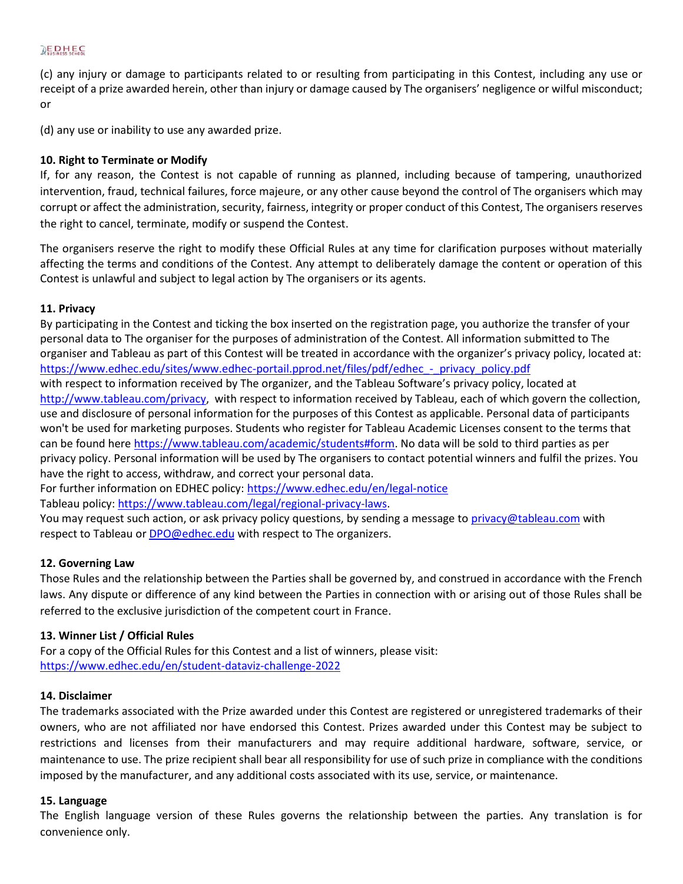(c) any injury or damage to participants related to or resulting from participating in this Contest, including any use or receipt of a prize awarded herein, other than injury or damage caused by The organisers' negligence or wilful misconduct; or

(d) any use or inability to use any awarded prize.

**10. Right to Terminate or Modify**

If, for any reason, the Contest is not capable of running as planned, including because of tampering, unauthorized intervention, fraud, technical failures, force majeure, or any other cause beyond the control of The organisers which may corrupt or affect the administration, security, fairness, integrity or proper conduct of this Contest, The organisers reserves the right to cancel, terminate, modify or suspend the Contest.

The organisers reserve the right to modify these Official Rules at any time for clarification purposes without materially affecting the terms and conditions of the Contest. Any attempt to deliberately damage the content or operation of this Contest is unlawful and subject to legal action by The organisers or its agents.

**11. Privacy**

By participating in the Contest and ticking the box inserted on the registration page, you authorize the transfer of your personal data to The organiser for the purposes of administration of the Contest. All information submitted to The organiser and Tableau as part of this Contest will be treated in accordance with the organizer's privacy policy, located at: https://www.edhec.edu/sites/www.edhec-portail.pprod.net/files/pdf/edhec_-_privacy_policy.pdf with respect to information received by The organizer, and the Tableau Software's privacy policy, located at http://www.tableau.com/privacy, with respect to information received by Tableau, each of which govern the collection, use and disclosure of personal information for the purposes of this Contest as applicable. Personal data of participants won't be used for marketing purposes. Students who register for Tableau Academic Licenses consent to the terms that can be found here https://www.tableau.com/academic/students#form. No data will be sold to third parties as per privacy policy. Personal information will be used by The organisers to contact potential winners and fulfil the prizes. You have the right to access, withdraw, and correct your personal data.

For further information on EDHEC policy: https://www.edhec.edu/en/legal-notice

Tableau policy: https://www.tableau.com/legal/regional-privacy-laws.

You may request such action, or ask privacy policy questions, by sending a message to privacy@tableau.com with respect to Tableau or DPO@edhec.edu with respect to The organizers.

**12. Governing Law**

Those Rules and the relationship between the Parties shall be governed by, and construed in accordance with the French laws. Any dispute or difference of any kind between the Parties in connection with or arising out of those Rules shall be referred to the exclusive jurisdiction of the competent court in France.

**13. Winner List / Official Rules**

For a copy of the Official Rules for this Contest and a list of winners, please visit:
https://www.edhec.edu/en/student-dataviz-challenge-2022

**14. Disclaimer**

The trademarks associated with the Prize awarded under this Contest are registered or unregistered trademarks of their owners, who are not affiliated nor have endorsed this Contest. Prizes awarded under this Contest may be subject to restrictions and licenses from their manufacturers and may require additional hardware, software, service, or maintenance to use. The prize recipient shall bear all responsibility for use of such prize in compliance with the conditions imposed by the manufacturer, and any additional costs associated with its use, service, or maintenance.

**15. Language**

The English language version of these Rules governs the relationship between the parties. Any translation is for convenience only.